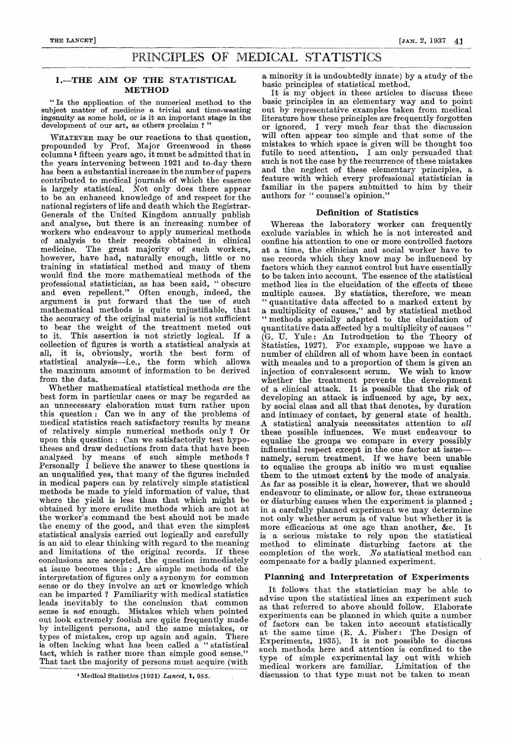# PRINCIPLES OF MEDICAL STATISTICS

## I.—THE AIM OF THE STATISTICAL METHOD

"Is the application of the numerical method to the subject matter of medicine a trivial and time-wasting ingenuity as some hold, or is it an important stage in the development of our art, as others proclaim?"

WHATEVER may be our reactions to that question, propounded by Prof. Major Greenwood in these columns[1] fifteen years ago, it must be admitted that in the years intervening between 1921 and to-day there has been a substantial increase in the number of papers contributed to medical journals of which the essence is largely statistical. Not only does there appear to be an enhanced knowledge of and respect for the national registers of life and death which the Registrar-Generals of the United Kingdom annually publish and analyse, but there is an increasing number of workers who endeavour to apply numerical methods of analysis to their records obtained in clinical medicine. The great majority of such workers, however, have had, naturally enough, little or no training in statistical method and many of them would find the more mathematical methods of the professional statistician, as has been said, "obscure and even repellent." Often enough, indeed, the argument is put forward that the use of such mathematical methods is quite unjustifiable, that the accuracy of the original material is not sufficient to bear the weight of the treatment meted out to it. This assertion is not strictly logical. If a collection of figures is worth a statistical analysis at all, it is, obviously, worth the best form of statistical analysis—i.e., the form which allows the maximum amount of information to be derived from the data.

Whether mathematical statistical methods *are* the best form in particular cases or may be regarded as an unnecessary elaboration must turn rather upon this question: Can we in any of the problems of medical statistics reach satisfactory results by means of relatively simple numerical methods only? Or upon this question: Can we satisfactorily test hypotheses and draw deductions from data that have been analysed by means of such simple methods? Personally I believe the answer to these questions is an unqualified yes, that many of the figures included in medical papers can by relatively simple statistical methods be made to yield information of value, that where the yield is less than that which might be obtained by more erudite methods which are not at the worker's command the best should not be made the enemy of the good, and that even the simplest statistical analysis carried out logically and carefully is an aid to clear thinking with regard to the meaning and limitations of the original records. If these conclusions are accepted, the question immediately at issue becomes this: Are simple methods of the interpretation of figures only a synonym for common sense or do they involve an art or knowledge which can be imparted? Familiarity with medical statistics leads inevitably to the conclusion that common sense is *not* enough. Mistakes which when pointed out look extremely foolish are quite frequently made by intelligent persons, and the same mistakes, or types of mistakes, crop up again and again. There is often lacking what has been called a "statistical tact, which is rather more than simple good sense." That tact the majority of persons must acquire (with a minority it is undoubtedly innate) by a study of the basic principles of statistical method.

It is my object in these articles to discuss these basic principles in an elementary way and to point out by representative examples taken from medical literature how these principles are frequently forgotten or ignored. I very much fear that the discussion will often appear too simple and that some of the mistakes to which space is given will be thought too futile to need attention. I am only persuaded that such is not the case by the recurrence of these mistakes and the neglect of these elementary principles, a feature with which every professional statistician is familiar in the papers submitted to him by their authors for "counsel's opinion."

### Definition of Statistics

Whereas the laboratory worker can frequently exclude variables in which he is not interested and confine his attention to one or more controlled factors at a time, the clinician and social worker have to use records which they know may be influenced by factors which they cannot control but have essentially to be taken into account. The essence of the statistical method lies in the elucidation of the effects of these multiple causes. By statistics, therefore, we mean "quantitative data affected to a marked extent by a multiplicity of causes," and by statistical method "methods specially adapted to the elucidation of quantitative data affected by a multiplicity of causes" (G. U. Yule: An Introduction to the Theory of Statistics, 1927). For example, suppose we have a number of children all of whom have been in contact with measles and to a proportion of them is given an injection of convalescent serum. We wish to know whether the treatment prevents the development of a clinical attack. It is possible that the risk of developing an attack is influenced by age, by sex, by social class and all that that denotes, by duration and intimacy of contact, by general state of health. A statistical analysis necessitates attention to *all* these possible influences. We must endeavour to equalise the groups we compare in every possibly influential respect except in the one factor at issue—namely, serum treatment. If we have been unable to equalise the groups ab initio we must equalise them to the utmost extent by the mode of analysis. As far as possible it is clear, however, that we should endeavour to eliminate, or allow for, these extraneous or disturbing causes when the experiment is planned; in a carefully planned experiment we may determine not only whether serum is of value but whether it is more efficacious at one age than another, &c. It is a serious mistake to rely upon the statistical method to eliminate disturbing factors at the completion of the work. *No* statistical method can compensate for a badly planned experiment.

### Planning and Interpretation of Experiments

It follows that the statistician may be able to advise upon the statistical lines an experiment such as that referred to above should follow. Elaborate experiments can be planned in which quite a number of factors can be taken into account statistically at the same time (R. A. Fisher: The Design of Experiments, 1935). It is not possible to discuss such methods here and attention is confined to the type of simple experimental lay out with which medical workers are familiar. Limitation of the discussion to that type must not be taken to mean

[1] Medical Statistics (1921) *Lancet*, 1, 985.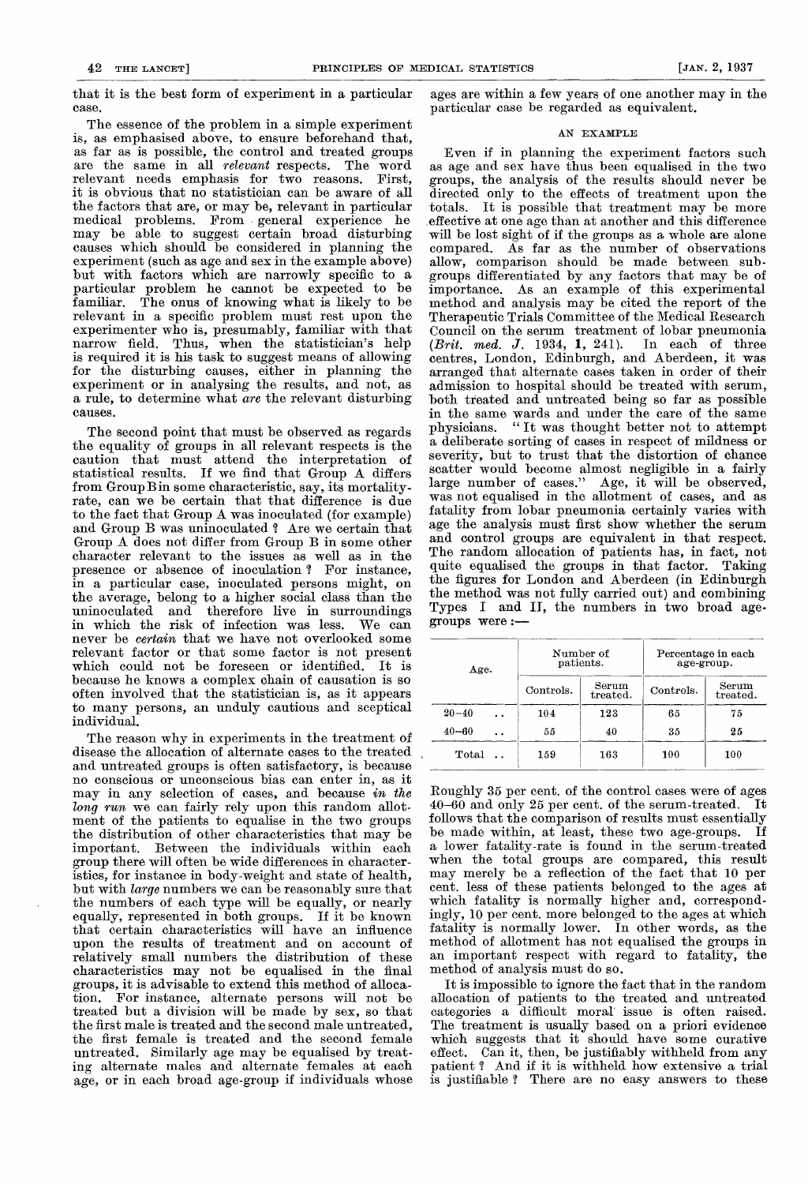that it is the best form of experiment in a particular case.

The essence of the problem in a simple experiment is, as emphasised above, to ensure beforehand that, as far as is possible, the control and treated groups are the same in all *relevant* respects. The word relevant needs emphasis for two reasons. First, it is obvious that no statistician can be aware of all the factors that are, or may be, relevant in particular medical problems. From general experience he may be able to suggest certain broad disturbing causes which should be considered in planning the experiment (such as age and sex in the example above) but with factors which are narrowly specific to a particular problem he cannot be expected to be familiar. The onus of knowing what is likely to be relevant in a specific problem must rest upon the experimenter who is, presumably, familiar with that narrow field. Thus, when the statistician's help is required it is his task to suggest means of allowing for the disturbing causes, either in planning the experiment or in analysing the results, and not, as a rule, to determine what *are* the relevant disturbing causes.

The second point that must be observed as regards the equality of groups in all relevant respects is the caution that must attend the interpretation of statistical results. If we find that Group A differs from Group B in some characteristic, say, its mortality-rate, can we be certain that that difference is due to the fact that Group A was inoculated (for example) and Group B was uninoculated? Are we certain that Group A does not differ from Group B in some other character relevant to the issues as well as in the presence or absence of inoculation? For instance, in a particular case, inoculated persons might, on the average, belong to a higher social class than the uninoculated and therefore live in surroundings in which the risk of infection was less. We can never be *certain* that we have not overlooked some relevant factor or that some factor is not present which could not be foreseen or identified. It is because he knows a complex chain of causation is so often involved that the statistician is, as it appears to many persons, an unduly cautious and sceptical individual.

The reason why in experiments in the treatment of disease the allocation of alternate cases to the treated and untreated groups is often satisfactory, is because no conscious or unconscious bias can enter in, as it may in any selection of cases, and because *in the long run* we can fairly rely upon this random allotment of the patients to equalise in the two groups the distribution of other characteristics that may be important. Between the individuals within each group there will often be wide differences in characteristics, for instance in body-weight and state of health, but with *large* numbers we can be reasonably sure that the numbers of each type will be equally, or nearly equally, represented in both groups. If it be known that certain characteristics will have an influence upon the results of treatment and on account of relatively small numbers the distribution of these characteristics may not be equalised in the final groups, it is advisable to extend this method of allocation. For instance, alternate persons will not be treated but a division will be made by sex, so that the first male is treated and the second male untreated, the first female is treated and the second female untreated. Similarly age may be equalised by treating alternate males and alternate females at each age, or in each broad age-group if individuals whose ages are within a few years of one another may in the particular case be regarded as equivalent.

### AN EXAMPLE

Even if in planning the experiment factors such as age and sex have thus been equalised in the two groups, the analysis of the results should never be directed only to the effects of treatment upon the totals. It is possible that treatment may be more effective at one age than at another and this difference will be lost sight of if the groups as a whole are alone compared. As far as the number of observations allow, comparison should be made between sub-groups differentiated by any factors that may be of importance. As an example of this experimental method and analysis may be cited the report of the Therapeutic Trials Committee of the Medical Research Council on the serum treatment of lobar pneumonia (*Brit. med. J.* 1934, **1**, 241). In each of three centres, London, Edinburgh, and Aberdeen, it was arranged that alternate cases taken in order of their admission to hospital should be treated with serum, both treated and untreated being so far as possible in the same wards and under the care of the same physicians. "It was thought better not to attempt a deliberate sorting of cases in respect of mildness or severity, but to trust that the distortion of chance scatter would become almost negligible in a fairly large number of cases." Age, it will be observed, was not equalised in the allotment of cases, and as fatality from lobar pneumonia certainly varies with age the analysis must first show whether the serum and control groups are equivalent in that respect. The random allocation of patients has, in fact, not quite equalised the groups in that factor. Taking the figures for London and Aberdeen (in Edinburgh the method was not fully carried out) and combining Types I and II, the numbers in two broad age-groups were:—

| Age. | Number of patients. | | Percentage in each age-group. | |
|---|---|---|---|---|
| | Controls. | Serum treated. | Controls. | Serum treated. |
| 20–40 .. | 104 | 123 | 65 | 75 |
| 40–60 .. | 55 | 40 | 35 | 25 |
| Total .. | 159 | 163 | 100 | 100 |

Roughly 35 per cent. of the control cases were of ages 40–60 and only 25 per cent. of the serum-treated. It follows that the comparison of results must essentially be made within, at least, these two age-groups. If a lower fatality-rate is found in the serum-treated when the total groups are compared, this result may merely be a reflection of the fact that 10 per cent. less of these patients belonged to the ages at which fatality is normally higher and, correspondingly, 10 per cent. more belonged to the ages at which fatality is normally lower. In other words, as the method of allotment has not equalised the groups in an important respect with regard to fatality, the method of analysis must do so.

It is impossible to ignore the fact that in the random allocation of patients to the treated and untreated categories a difficult moral issue is often raised. The treatment is usually based on a priori evidence which suggests that it should have some curative effect. Can it, then, be justifiably withheld from any patient? And if it is withheld how extensive a trial is justifiable? There are no easy answers to these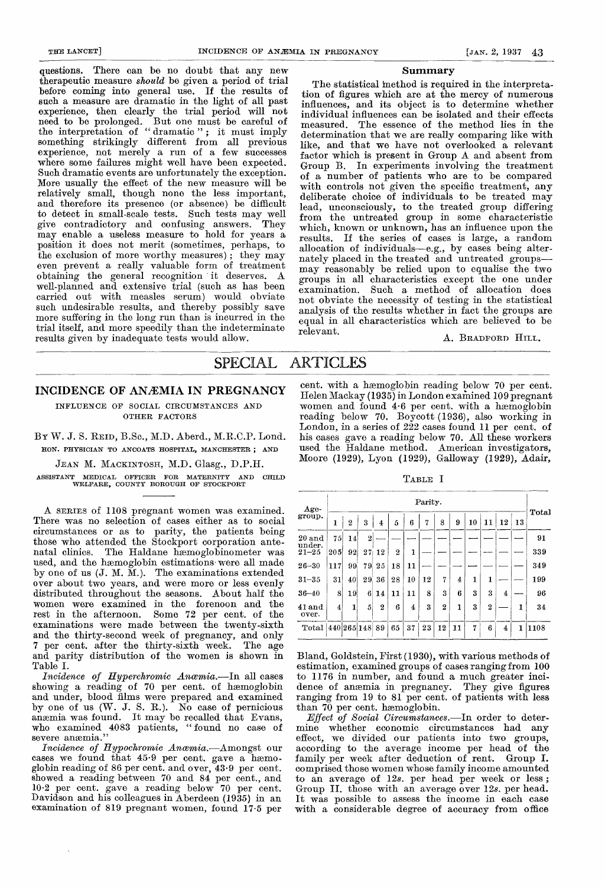questions. There can be no doubt that any new therapeutic measure *should* be given a period of trial before coming into general use. If the results of such a measure are dramatic in the light of all past experience, then clearly the trial period will not need to be prolonged. But one must be careful of the interpretation of "dramatic"; it must imply something strikingly different from all previous experience, not merely a run of a few successes where some failures might well have been expected. Such dramatic events are unfortunately the exception. More usually the effect of the new measure will be relatively small, though none the less important, and therefore its presence (or absence) be difficult to detect in small-scale tests. Such tests may well give contradictory and confusing answers. They may enable a useless measure to hold for years a position it does not merit (sometimes, perhaps, to the exclusion of more worthy measures); they may even prevent a really valuable form of treatment obtaining the general recognition it deserves. A well-planned and extensive trial (such as has been carried out with measles serum) would obviate such undesirable results, and thereby possibly save more suffering in the long run than is incurred in the trial itself, and more speedily than the indeterminate results given by inadequate tests would allow.

### Summary

The statistical method is required in the interpretation of figures which are at the mercy of numerous influences, and its object is to determine whether individual influences can be isolated and their effects measured. The essence of the method lies in the determination that we are really comparing like with like, and that we have not overlooked a relevant factor which is present in Group A and absent from Group B. In experiments involving the treatment of a number of patients who are to be compared with controls not given the specific treatment, any deliberate choice of individuals to be treated may lead, unconsciously, to the treated group differing from the untreated group in some characteristic which, known or unknown, has an influence upon the results. If the series of cases is large, a random allocation of individuals—e.g., by cases being alternately placed in the treated and untreated groups—may reasonably be relied upon to equalise the two groups in all characteristics except the one under examination. Such a method of allocation does not obviate the necessity of testing in the statistical analysis of the results whether in fact the groups are equal in all characteristics which are believed to be relevant.

A. Bradford Hill.

# SPECIAL ARTICLES

## INCIDENCE OF ANÆMIA IN PREGNANCY

INFLUENCE OF SOCIAL CIRCUMSTANCES AND OTHER FACTORS

By W. J. S. Reid, B.Sc., M.D. Aberd., M.R.C.P. Lond.

HON. PHYSICIAN TO ANCOATS HOSPITAL, MANCHESTER; AND

Jean M. Mackintosh, M.D. Glasg., D.P.H.

ASSISTANT MEDICAL OFFICER FOR MATERNITY AND CHILD WELFARE, COUNTY BOROUGH OF STOCKPORT

A series of 1108 pregnant women was examined. There was no selection of cases either as to social circumstances or as to parity, the patients being those who attended the Stockport corporation antenatal clinics. The Haldane hæmoglobinometer was used, and the hæmoglobin estimations were all made by one of us (J. M. M.). The examinations extended over about two years, and were more or less evenly distributed throughout the seasons. About half the women were examined in the forenoon and the rest in the afternoon. Some 72 per cent. of the examinations were made between the twenty-sixth and the thirty-second week of pregnancy, and only 7 per cent. after the thirty-sixth week. The age and parity distribution of the women is shown in Table I.

*Incidence of Hyperchromic Anæmia.*—In all cases showing a reading of 70 per cent. of hæmoglobin and under, blood films were prepared and examined by one of us (W. J. S. R.). No case of pernicious anæmia was found. It may be recalled that Evans, who examined 4083 patients, "found no case of severe anæmia."

*Incidence of Hypochromic Anæmia.*—Amongst our cases we found that 45·9 per cent. gave a hæmoglobin reading of 86 per cent. and over, 43·9 per cent. showed a reading between 70 and 84 per cent., and 10·2 per cent. gave a reading below 70 per cent. Davidson and his colleagues in Aberdeen (1935) in an examination of 819 pregnant women, found 17·5 per cent. with a hæmoglobin reading below 70 per cent. Helen Mackay (1935) in London examined 109 pregnant women and found 4·6 per cent. with a hæmoglobin reading below 70. Boycott (1936), also working in London, in a series of 222 cases found 11 per cent. of his cases gave a reading below 70. All these workers used the Haldane method. American investigators, Moore (1929), Lyon (1929), Galloway (1929), Adair,

TABLE I

| Age-group. | Parity. | | | | | | | | | | | | | Total |
|---|---|---|---|---|---|---|---|---|---|---|---|---|---|---|
| | 1 | 2 | 3 | 4 | 5 | 6 | 7 | 8 | 9 | 10 | 11 | 12 | 13 | |
| 20 and under. | 75 | 14 | 2 | — | — | — | — | — | — | — | — | — | — | 91 |
| 21–25 | 205 | 92 | 27 | 12 | 2 | 1 | — | — | — | — | — | — | — | 339 |
| 26–30 | 117 | 99 | 79 | 25 | 18 | 11 | — | — | — | — | — | — | — | 349 |
| 31–35 | 31 | 40 | 29 | 36 | 28 | 10 | 12 | 7 | 4 | 1 | 1 | — | — | 199 |
| 36–40 | 8 | 19 | 6 | 14 | 11 | 11 | 8 | 3 | 6 | 3 | 3 | 4 | — | 96 |
| 41 and over. | 4 | 1 | 5 | 2 | 6 | 4 | 3 | 2 | 1 | 3 | 2 | — | 1 | 34 |
| Total | 440 | 265 | 148 | 89 | 65 | 37 | 23 | 12 | 11 | 7 | 6 | 4 | 1 | 1108 |

Bland, Goldstein, First (1930), with various methods of estimation, examined groups of cases ranging from 100 to 1176 in number, and found a much greater incidence of anæmia in pregnancy. They give figures ranging from 19 to 81 per cent. of patients with less than 70 per cent. hæmoglobin.

*Effect of Social Circumstances.*—In order to determine whether economic circumstances had any effect, we divided our patients into two groups, according to the average income per head of the family per week after deduction of rent. Group I. comprised those women whose family income amounted to an average of 12*s.* per head per week or less; Group II. those with an average over 12*s.* per head. It was possible to assess the income in each case with a considerable degree of accuracy from office